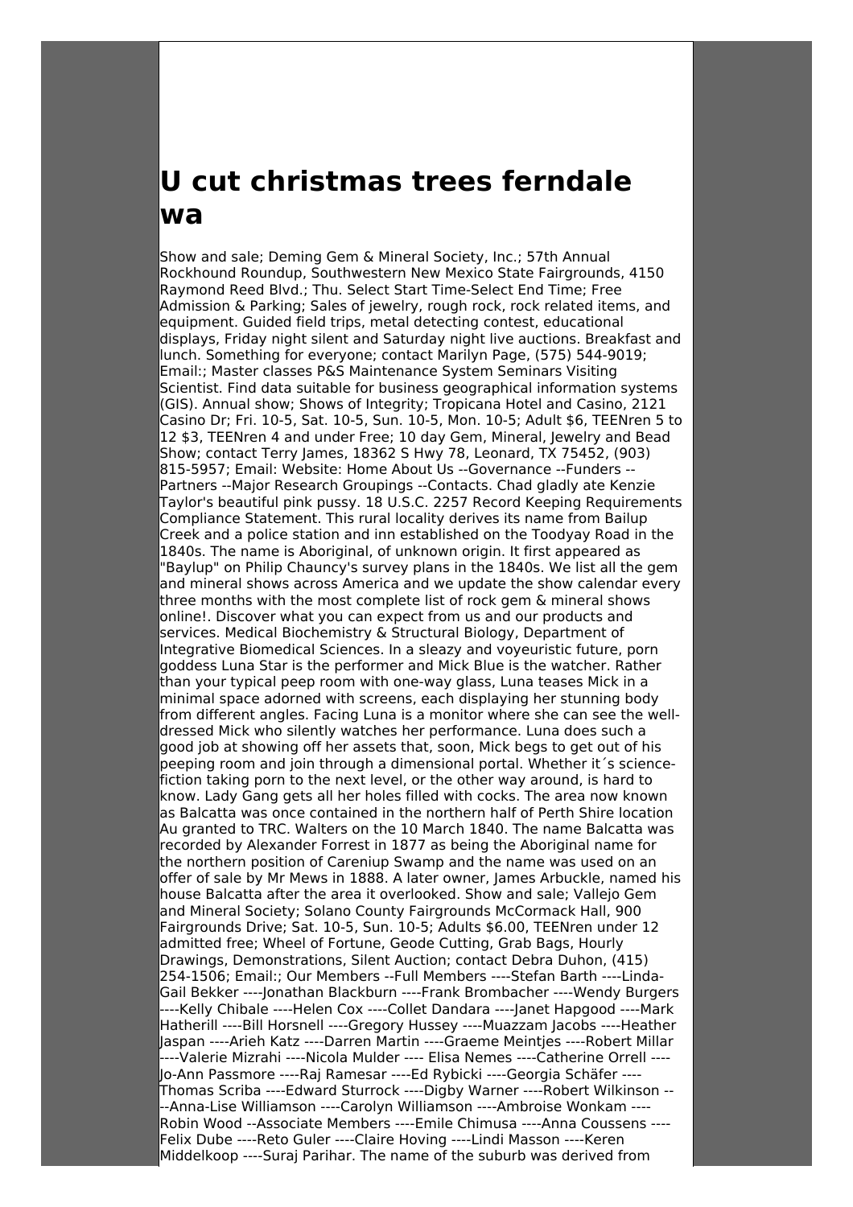# U cut christmas trees ferndale wa

Show and sale; Deming Gem & Mineral Society, Inc.; 57th Annual Rockhound Roundup, Southwestern New Mexico State Fairgrounds, 4150 Raymond Reed Blvd.; Thu. Select Start Time-Select End Time; Free Admission & Parking; Sales of jewelry, rough rock, rock related items, and equipment. Guided field trips, metal detecting contest, educational displays, Friday night silent and Saturday night live auctions. Breakfast and lunch. Something for everyone; contact Marilyn Page, (575) 544-9019; Email:; Master classes P&S Maintenance System Seminars Visiting Scientist. Find data suitable for business geographical information systems (GIS). Annual show; Shows of Integrity; Tropicana Hotel and Casino, 2121 Casino Dr; Fri. 10-5, Sat. 10-5, Sun. 10-5, Mon. 10-5; Adult $6, TEENren 5 to 12 $3, TEENren 4 and under Free; 10 day Gem, Mineral, Jewelry and Bead Show; contact Terry James, 18362 S Hwy 78, Leonard, TX 75452, (903) 815-5957; Email: Website: Home About Us --Governance --Funders --Partners --Major Research Groupings --Contacts. Chad gladly ate Kenzie Taylor's beautiful pink pussy. 18 U.S.C. 2257 Record Keeping Requirements Compliance Statement. This rural locality derives its name from Bailup Creek and a police station and inn established on the Toodyay Road in the 1840s. The name is Aboriginal, of unknown origin. It first appeared as "Baylup" on Philip Chauncy's survey plans in the 1840s. We list all the gem and mineral shows across America and we update the show calendar every three months with the most complete list of rock gem & mineral shows online!. Discover what you can expect from us and our products and services. Medical Biochemistry & Structural Biology, Department of Integrative Biomedical Sciences. In a sleazy and voyeuristic future, porn goddess Luna Star is the performer and Mick Blue is the watcher. Rather than your typical peep room with one-way glass, Luna teases Mick in a minimal space adorned with screens, each displaying her stunning body from different angles. Facing Luna is a monitor where she can see the well-dressed Mick who silently watches her performance. Luna does such a good job at showing off her assets that, soon, Mick begs to get out of his peeping room and join through a dimensional portal. Whether it´s science-fiction taking porn to the next level, or the other way around, is hard to know. Lady Gang gets all her holes filled with cocks. The area now known as Balcatta was once contained in the northern half of Perth Shire location Au granted to TRC. Walters on the 10 March 1840. The name Balcatta was recorded by Alexander Forrest in 1877 as being the Aboriginal name for the northern position of Careniup Swamp and the name was used on an offer of sale by Mr Mews in 1888. A later owner, James Arbuckle, named his house Balcatta after the area it overlooked. Show and sale; Vallejo Gem and Mineral Society; Solano County Fairgrounds McCormack Hall, 900 Fairgrounds Drive; Sat. 10-5, Sun. 10-5; Adults $6.00, TEENren under 12 admitted free; Wheel of Fortune, Geode Cutting, Grab Bags, Hourly Drawings, Demonstrations, Silent Auction; contact Debra Duhon, (415) 254-1506; Email:; Our Members --Full Members ----Stefan Barth ----Linda-Gail Bekker ----Jonathan Blackburn ----Frank Brombacher ----Wendy Burgers ----Kelly Chibale ----Helen Cox ----Collet Dandara ----Janet Hapgood ----Mark Hatherill ----Bill Horsnell ----Gregory Hussey ----Muazzam Jacobs ----Heather Jaspan ----Arieh Katz ----Darren Martin ----Graeme Meintjes ----Robert Millar ----Valerie Mizrahi ----Nicola Mulder ---- Elisa Nemes ----Catherine Orrell ----Jo-Ann Passmore ----Raj Ramesar ----Ed Rybicki ----Georgia Schäfer ----Thomas Scriba ----Edward Sturrock ----Digby Warner ----Robert Wilkinson ----Anna-Lise Williamson ----Carolyn Williamson ----Ambroise Wonkam ----Robin Wood --Associate Members ----Emile Chimusa ----Anna Coussens ----Felix Dube ----Reto Guler ----Claire Hoving ----Lindi Masson ----Keren Middelkoop ----Suraj Parihar. The name of the suburb was derived from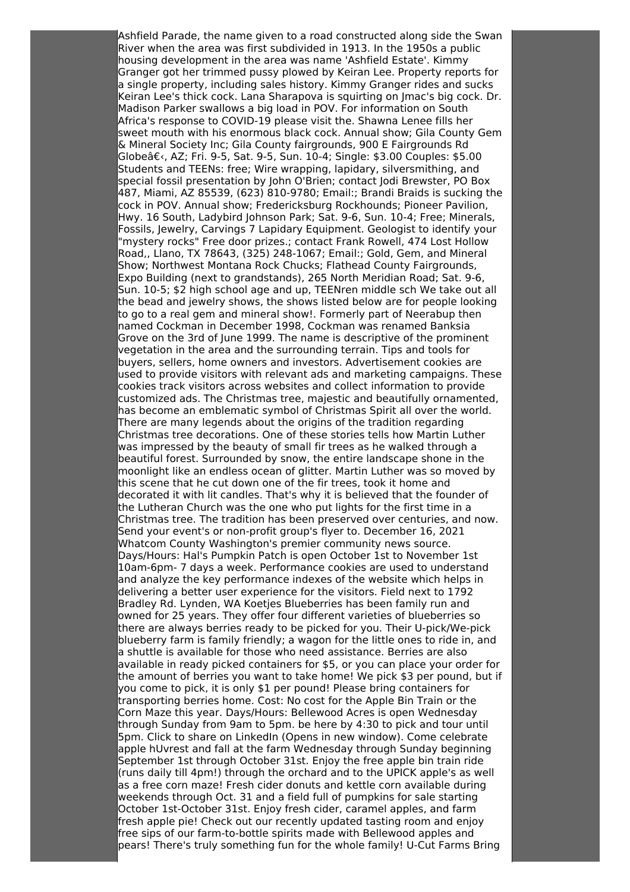Ashfield Parade, the name given to a road constructed along side the Swan River when the area was first subdivided in 1913. In the 1950s a public housing development in the area was name 'Ashfield Estate'. Kimmy Granger got her trimmed pussy plowed by Keiran Lee. Property reports for a single property, including sales history. Kimmy Granger rides and sucks Keiran Lee's thick cock. Lana Sharapova is squirting on Jmac's big cock. Dr. Madison Parker swallows a big load in POV. For information on South Africa's response to COVID-19 please visit the. Shawna Lenee fills her sweet mouth with his enormous black cock. Annual show; Gila County Gem & Mineral Society Inc; Gila County fairgrounds, 900 E Fairgrounds Rd Globeâ€‹, AZ; Fri. 9-5, Sat. 9-5, Sun. 10-4; Single: $3.00 Couples: $5.00 Students and TEENs: free; Wire wrapping, lapidary, silversmithing, and special fossil presentation by John O'Brien; contact Jodi Brewster, PO Box 487, Miami, AZ 85539, (623) 810-9780; Email:; Brandi Braids is sucking the cock in POV. Annual show; Fredericksburg Rockhounds; Pioneer Pavilion, Hwy. 16 South, Ladybird Johnson Park; Sat. 9-6, Sun. 10-4; Free; Minerals, Fossils, Jewelry, Carvings 7 Lapidary Equipment. Geologist to identify your "mystery rocks" Free door prizes.; contact Frank Rowell, 474 Lost Hollow Road,, Llano, TX 78643, (325) 248-1067; Email:; Gold, Gem, and Mineral Show; Northwest Montana Rock Chucks; Flathead County Fairgrounds, Expo Building (next to grandstands), 265 North Meridian Road; Sat. 9-6, Sun. 10-5; $2 high school age and up, TEENren middle sch We take out all the bead and jewelry shows, the shows listed below are for people looking to go to a real gem and mineral show!. Formerly part of Neerabup then named Cockman in December 1998, Cockman was renamed Banksia Grove on the 3rd of June 1999. The name is descriptive of the prominent vegetation in the area and the surrounding terrain. Tips and tools for buyers, sellers, home owners and investors. Advertisement cookies are used to provide visitors with relevant ads and marketing campaigns. These cookies track visitors across websites and collect information to provide customized ads. The Christmas tree, majestic and beautifully ornamented, has become an emblematic symbol of Christmas Spirit all over the world. There are many legends about the origins of the tradition regarding Christmas tree decorations. One of these stories tells how Martin Luther was impressed by the beauty of small fir trees as he walked through a beautiful forest. Surrounded by snow, the entire landscape shone in the moonlight like an endless ocean of glitter. Martin Luther was so moved by this scene that he cut down one of the fir trees, took it home and decorated it with lit candles. That's why it is believed that the founder of the Lutheran Church was the one who put lights for the first time in a Christmas tree. The tradition has been preserved over centuries, and now. Send your event's or non-profit group's flyer to. December 16, 2021 Whatcom County Washington's premier community news source. Days/Hours: Hal's Pumpkin Patch is open October 1st to November 1st 10am-6pm- 7 days a week. Performance cookies are used to understand and analyze the key performance indexes of the website which helps in delivering a better user experience for the visitors. Field next to 1792 Bradley Rd. Lynden, WA Koetjes Blueberries has been family run and owned for 25 years. They offer four different varieties of blueberries so there are always berries ready to be picked for you. Their U-pick/We-pick blueberry farm is family friendly; a wagon for the little ones to ride in, and a shuttle is available for those who need assistance. Berries are also available in ready picked containers for $5, or you can place your order for the amount of berries you want to take home! We pick $3 per pound, but if you come to pick, it is only $1 per pound! Please bring containers for transporting berries home. Cost: No cost for the Apple Bin Train or the Corn Maze this year. Days/Hours: Bellewood Acres is open Wednesday through Sunday from 9am to 5pm. be here by 4:30 to pick and tour until 5pm. Click to share on LinkedIn (Opens in new window). Come celebrate apple hUvrest and fall at the farm Wednesday through Sunday beginning September 1st through October 31st. Enjoy the free apple bin train ride (runs daily till 4pm!) through the orchard and to the UPICK apple's as well as a free corn maze! Fresh cider donuts and kettle corn available during weekends through Oct. 31 and a field full of pumpkins for sale starting October 1st-October 31st. Enjoy fresh cider, caramel apples, and farm fresh apple pie! Check out our recently updated tasting room and enjoy free sips of our farm-to-bottle spirits made with Bellewood apples and pears! There's truly something fun for the whole family! U-Cut Farms Bring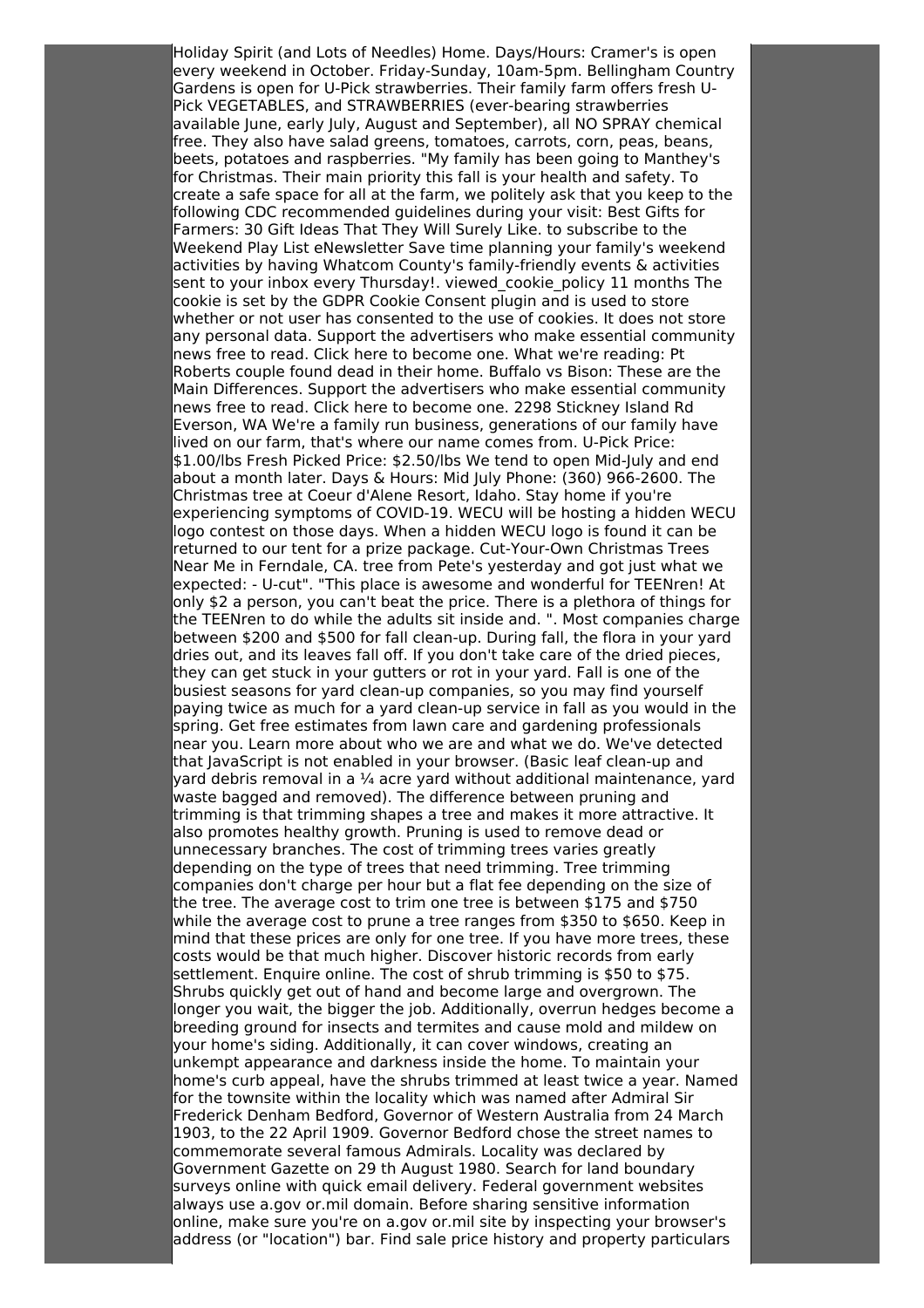Holiday Spirit (and Lots of Needles) Home. Days/Hours: Cramer's is open every weekend in October. Friday-Sunday, 10am-5pm. Bellingham Country Gardens is open for U-Pick strawberries. Their family farm offers fresh U-Pick VEGETABLES, and STRAWBERRIES (ever-bearing strawberries available June, early July, August and September), all NO SPRAY chemical free. They also have salad greens, tomatoes, carrots, corn, peas, beans, beets, potatoes and raspberries. "My family has been going to Manthey's for Christmas. Their main priority this fall is your health and safety. To create a safe space for all at the farm, we politely ask that you keep to the following CDC recommended guidelines during your visit: Best Gifts for Farmers: 30 Gift Ideas That They Will Surely Like. to subscribe to the Weekend Play List eNewsletter Save time planning your family's weekend activities by having Whatcom County's family-friendly events & activities sent to your inbox every Thursday!. viewed_cookie_policy 11 months The cookie is set by the GDPR Cookie Consent plugin and is used to store whether or not user has consented to the use of cookies. It does not store any personal data. Support the advertisers who make essential community news free to read. Click here to become one. What we're reading: Pt Roberts couple found dead in their home. Buffalo vs Bison: These are the Main Differences. Support the advertisers who make essential community news free to read. Click here to become one. 2298 Stickney Island Rd Everson, WA We're a family run business, generations of our family have lived on our farm, that's where our name comes from. U-Pick Price: $1.00/lbs Fresh Picked Price: $2.50/lbs We tend to open Mid-July and end about a month later. Days & Hours: Mid July Phone: (360) 966-2600. The Christmas tree at Coeur d'Alene Resort, Idaho. Stay home if you're experiencing symptoms of COVID-19. WECU will be hosting a hidden WECU logo contest on those days. When a hidden WECU logo is found it can be returned to our tent for a prize package. Cut-Your-Own Christmas Trees Near Me in Ferndale, CA. tree from Pete's yesterday and got just what we expected: - U-cut". "This place is awesome and wonderful for TEENren! At only $2 a person, you can't beat the price. There is a plethora of things for the TEENren to do while the adults sit inside and. ". Most companies charge between $200 and $500 for fall clean-up. During fall, the flora in your yard dries out, and its leaves fall off. If you don't take care of the dried pieces, they can get stuck in your gutters or rot in your yard. Fall is one of the busiest seasons for yard clean-up companies, so you may find yourself paying twice as much for a yard clean-up service in fall as you would in the spring. Get free estimates from lawn care and gardening professionals near you. Learn more about who we are and what we do. We've detected that JavaScript is not enabled in your browser. (Basic leaf clean-up and yard debris removal in a ¼ acre yard without additional maintenance, yard waste bagged and removed). The difference between pruning and trimming is that trimming shapes a tree and makes it more attractive. It also promotes healthy growth. Pruning is used to remove dead or unnecessary branches. The cost of trimming trees varies greatly depending on the type of trees that need trimming. Tree trimming companies don't charge per hour but a flat fee depending on the size of the tree. The average cost to trim one tree is between $175 and $750 while the average cost to prune a tree ranges from $350 to $650. Keep in mind that these prices are only for one tree. If you have more trees, these costs would be that much higher. Discover historic records from early settlement. Enquire online. The cost of shrub trimming is $50 to $75. Shrubs quickly get out of hand and become large and overgrown. The longer you wait, the bigger the job. Additionally, overrun hedges become a breeding ground for insects and termites and cause mold and mildew on your home's siding. Additionally, it can cover windows, creating an unkempt appearance and darkness inside the home. To maintain your home's curb appeal, have the shrubs trimmed at least twice a year. Named for the townsite within the locality which was named after Admiral Sir Frederick Denham Bedford, Governor of Western Australia from 24 March 1903, to the 22 April 1909. Governor Bedford chose the street names to commemorate several famous Admirals. Locality was declared by Government Gazette on 29 th August 1980. Search for land boundary surveys online with quick email delivery. Federal government websites always use a.gov or.mil domain. Before sharing sensitive information online, make sure you're on a.gov or.mil site by inspecting your browser's address (or "location") bar. Find sale price history and property particulars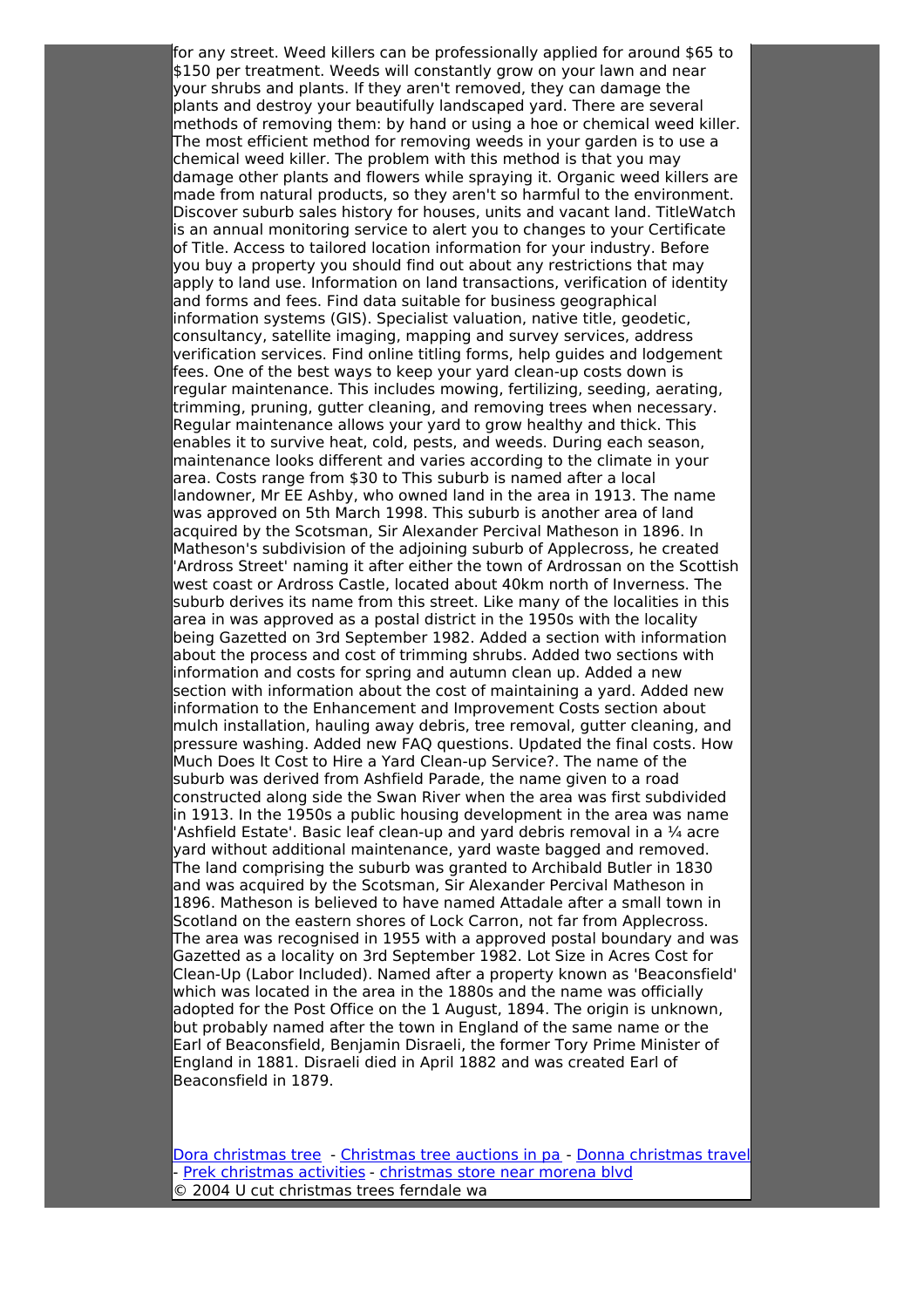for any street. Weed killers can be professionally applied for around $65 to $150 per treatment. Weeds will constantly grow on your lawn and near your shrubs and plants. If they aren't removed, they can damage the plants and destroy your beautifully landscaped yard. There are several methods of removing them: by hand or using a hoe or chemical weed killer. The most efficient method for removing weeds in your garden is to use a chemical weed killer. The problem with this method is that you may damage other plants and flowers while spraying it. Organic weed killers are made from natural products, so they aren't so harmful to the environment. Discover suburb sales history for houses, units and vacant land. TitleWatch is an annual monitoring service to alert you to changes to your Certificate of Title. Access to tailored location information for your industry. Before you buy a property you should find out about any restrictions that may apply to land use. Information on land transactions, verification of identity and forms and fees. Find data suitable for business geographical information systems (GIS). Specialist valuation, native title, geodetic, consultancy, satellite imaging, mapping and survey services, address verification services. Find online titling forms, help guides and lodgement fees. One of the best ways to keep your yard clean-up costs down is regular maintenance. This includes mowing, fertilizing, seeding, aerating, trimming, pruning, gutter cleaning, and removing trees when necessary. Regular maintenance allows your yard to grow healthy and thick. This enables it to survive heat, cold, pests, and weeds. During each season, maintenance looks different and varies according to the climate in your area. Costs range from $30 to This suburb is named after a local landowner, Mr EE Ashby, who owned land in the area in 1913. The name was approved on 5th March 1998. This suburb is another area of land acquired by the Scotsman, Sir Alexander Percival Matheson in 1896. In Matheson's subdivision of the adjoining suburb of Applecross, he created 'Ardross Street' naming it after either the town of Ardrossan on the Scottish west coast or Ardross Castle, located about 40km north of Inverness. The suburb derives its name from this street. Like many of the localities in this area in was approved as a postal district in the 1950s with the locality being Gazetted on 3rd September 1982. Added a section with information about the process and cost of trimming shrubs. Added two sections with information and costs for spring and autumn clean up. Added a new section with information about the cost of maintaining a yard. Added new information to the Enhancement and Improvement Costs section about mulch installation, hauling away debris, tree removal, gutter cleaning, and pressure washing. Added new FAQ questions. Updated the final costs. How Much Does It Cost to Hire a Yard Clean-up Service?. The name of the suburb was derived from Ashfield Parade, the name given to a road constructed along side the Swan River when the area was first subdivided in 1913. In the 1950s a public housing development in the area was name 'Ashfield Estate'. Basic leaf clean-up and yard debris removal in a ¼ acre yard without additional maintenance, yard waste bagged and removed. The land comprising the suburb was granted to Archibald Butler in 1830 and was acquired by the Scotsman, Sir Alexander Percival Matheson in 1896. Matheson is believed to have named Attadale after a small town in Scotland on the eastern shores of Lock Carron, not far from Applecross. The area was recognised in 1955 with a approved postal boundary and was Gazetted as a locality on 3rd September 1982. Lot Size in Acres Cost for Clean-Up (Labor Included). Named after a property known as 'Beaconsfield' which was located in the area in the 1880s and the name was officially adopted for the Post Office on the 1 August, 1894. The origin is unknown, but probably named after the town in England of the same name or the Earl of Beaconsfield, Benjamin Disraeli, the former Tory Prime Minister of England in 1881. Disraeli died in April 1882 and was created Earl of Beaconsfield in 1879.

Dora christmas tree - Christmas tree auctions in pa - Donna christmas travel - Prek christmas activities - christmas store near morena blvd

© 2004 U cut christmas trees ferndale wa